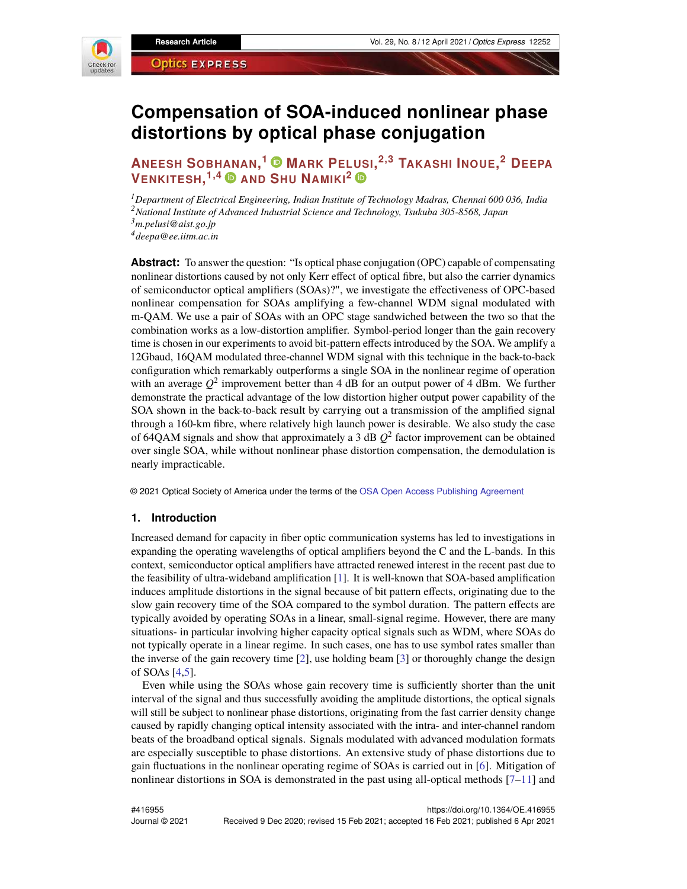# Compensation of SOA-induced nonlinear phase distortions by optical phase conjugation

**Aneesh Sobhanan,[1] Mark Pelusi,[2,3] Takashi Inoue,[2] Deepa Venkitesh,[1,4] and Shu Namiki[2]**

[1] *Department of Electrical Engineering, Indian Institute of Technology Madras, Chennai 600 036, India*
[2] *National Institute of Advanced Industrial Science and Technology, Tsukuba 305-8568, Japan*
[3] *m.pelusi@aist.go.jp*
[4] *deepa@ee.iitm.ac.in*

**Abstract:** To answer the question: "Is optical phase conjugation (OPC) capable of compensating nonlinear distortions caused by not only Kerr effect of optical fibre, but also the carrier dynamics of semiconductor optical amplifiers (SOAs)?", we investigate the effectiveness of OPC-based nonlinear compensation for SOAs amplifying a few-channel WDM signal modulated with m-QAM. We use a pair of SOAs with an OPC stage sandwiched between the two so that the combination works as a low-distortion amplifier. Symbol-period longer than the gain recovery time is chosen in our experiments to avoid bit-pattern effects introduced by the SOA. We amplify a 12Gbaud, 16QAM modulated three-channel WDM signal with this technique in the back-to-back configuration which remarkably outperforms a single SOA in the nonlinear regime of operation with an average $Q^2$ improvement better than 4 dB for an output power of 4 dBm. We further demonstrate the practical advantage of the low distortion higher output power capability of the SOA shown in the back-to-back result by carrying out a transmission of the amplified signal through a 160-km fibre, where relatively high launch power is desirable. We also study the case of 64QAM signals and show that approximately a 3 dB $Q^2$ factor improvement can be obtained over single SOA, while without nonlinear phase distortion compensation, the demodulation is nearly impracticable.

© 2021 Optical Society of America under the terms of the OSA Open Access Publishing Agreement

## 1. Introduction

Increased demand for capacity in fiber optic communication systems has led to investigations in expanding the operating wavelengths of optical amplifiers beyond the C and the L-bands. In this context, semiconductor optical amplifiers have attracted renewed interest in the recent past due to the feasibility of ultra-wideband amplification [1]. It is well-known that SOA-based amplification induces amplitude distortions in the signal because of bit pattern effects, originating due to the slow gain recovery time of the SOA compared to the symbol duration. The pattern effects are typically avoided by operating SOAs in a linear, small-signal regime. However, there are many situations- in particular involving higher capacity optical signals such as WDM, where SOAs do not typically operate in a linear regime. In such cases, one has to use symbol rates smaller than the inverse of the gain recovery time [2], use holding beam [3] or thoroughly change the design of SOAs [4,5].

Even while using the SOAs whose gain recovery time is sufficiently shorter than the unit interval of the signal and thus successfully avoiding the amplitude distortions, the optical signals will still be subject to nonlinear phase distortions, originating from the fast carrier density change caused by rapidly changing optical intensity associated with the intra- and inter-channel random beats of the broadband optical signals. Signals modulated with advanced modulation formats are especially susceptible to phase distortions. An extensive study of phase distortions due to gain fluctuations in the nonlinear operating regime of SOAs is carried out in [6]. Mitigation of nonlinear distortions in SOA is demonstrated in the past using all-optical methods [7–11] and

#416955
Journal © 2021

https://doi.org/10.1364/OE.416955
Received 9 Dec 2020; revised 15 Feb 2021; accepted 16 Feb 2021; published 6 Apr 2021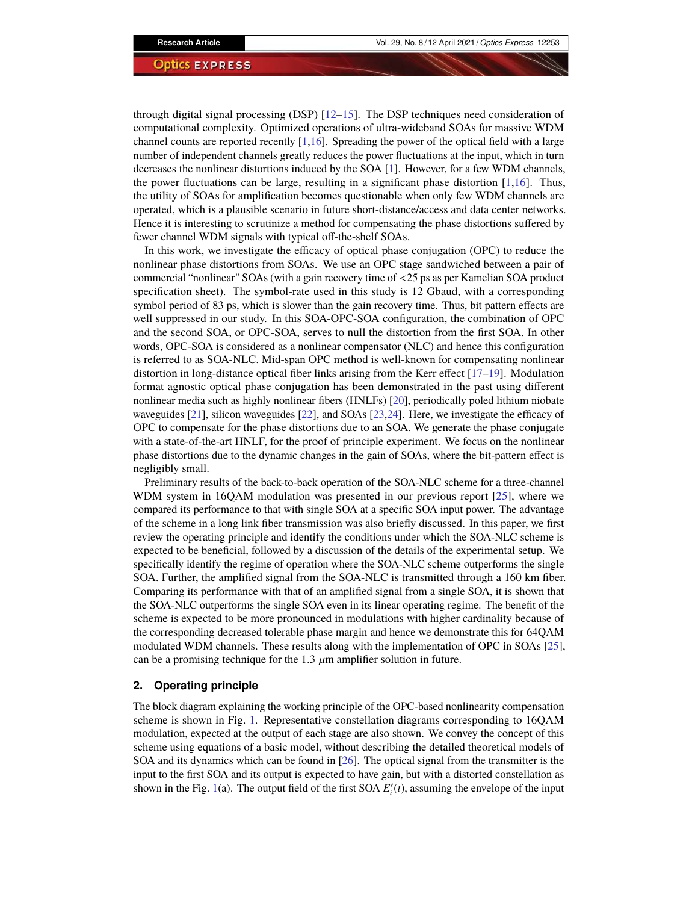through digital signal processing (DSP) [12–15]. The DSP techniques need consideration of computational complexity. Optimized operations of ultra-wideband SOAs for massive WDM channel counts are reported recently [1,16]. Spreading the power of the optical field with a large number of independent channels greatly reduces the power fluctuations at the input, which in turn decreases the nonlinear distortions induced by the SOA [1]. However, for a few WDM channels, the power fluctuations can be large, resulting in a significant phase distortion [1,16]. Thus, the utility of SOAs for amplification becomes questionable when only few WDM channels are operated, which is a plausible scenario in future short-distance/access and data center networks. Hence it is interesting to scrutinize a method for compensating the phase distortions suffered by fewer channel WDM signals with typical off-the-shelf SOAs.

In this work, we investigate the efficacy of optical phase conjugation (OPC) to reduce the nonlinear phase distortions from SOAs. We use an OPC stage sandwiched between a pair of commercial "nonlinear" SOAs (with a gain recovery time of <25 ps as per Kamelian SOA product specification sheet). The symbol-rate used in this study is 12 Gbaud, with a corresponding symbol period of 83 ps, which is slower than the gain recovery time. Thus, bit pattern effects are well suppressed in our study. In this SOA-OPC-SOA configuration, the combination of OPC and the second SOA, or OPC-SOA, serves to null the distortion from the first SOA. In other words, OPC-SOA is considered as a nonlinear compensator (NLC) and hence this configuration is referred to as SOA-NLC. Mid-span OPC method is well-known for compensating nonlinear distortion in long-distance optical fiber links arising from the Kerr effect [17–19]. Modulation format agnostic optical phase conjugation has been demonstrated in the past using different nonlinear media such as highly nonlinear fibers (HNLFs) [20], periodically poled lithium niobate waveguides [21], silicon waveguides [22], and SOAs [23,24]. Here, we investigate the efficacy of OPC to compensate for the phase distortions due to an SOA. We generate the phase conjugate with a state-of-the-art HNLF, for the proof of principle experiment. We focus on the nonlinear phase distortions due to the dynamic changes in the gain of SOAs, where the bit-pattern effect is negligibly small.

Preliminary results of the back-to-back operation of the SOA-NLC scheme for a three-channel WDM system in 16QAM modulation was presented in our previous report [25], where we compared its performance to that with single SOA at a specific SOA input power. The advantage of the scheme in a long link fiber transmission was also briefly discussed. In this paper, we first review the operating principle and identify the conditions under which the SOA-NLC scheme is expected to be beneficial, followed by a discussion of the details of the experimental setup. We specifically identify the regime of operation where the SOA-NLC scheme outperforms the single SOA. Further, the amplified signal from the SOA-NLC is transmitted through a 160 km fiber. Comparing its performance with that of an amplified signal from a single SOA, it is shown that the SOA-NLC outperforms the single SOA even in its linear operating regime. The benefit of the scheme is expected to be more pronounced in modulations with higher cardinality because of the corresponding decreased tolerable phase margin and hence we demonstrate this for 64QAM modulated WDM channels. These results along with the implementation of OPC in SOAs [25], can be a promising technique for the 1.3 $\mu$m amplifier solution in future.

## 2. Operating principle

The block diagram explaining the working principle of the OPC-based nonlinearity compensation scheme is shown in Fig. 1. Representative constellation diagrams corresponding to 16QAM modulation, expected at the output of each stage are also shown. We convey the concept of this scheme using equations of a basic model, without describing the detailed theoretical models of SOA and its dynamics which can be found in [26]. The optical signal from the transmitter is the input to the first SOA and its output is expected to have gain, but with a distorted constellation as shown in the Fig. 1(a). The output field of the first SOA $E_i'(t)$, assuming the envelope of the input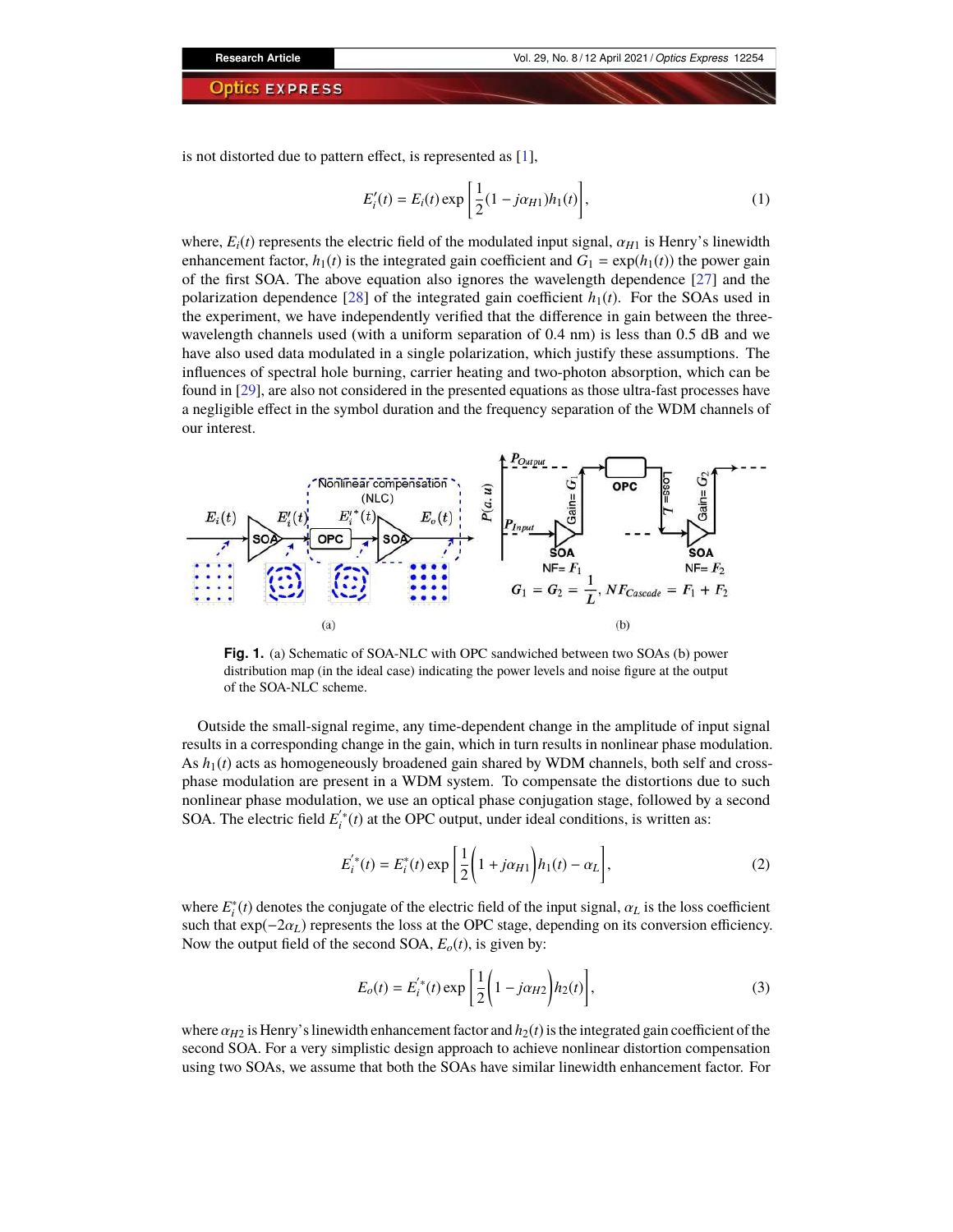is not distorted due to pattern effect, is represented as [1],

$$E_i'(t) = E_i(t) \exp\left[\frac{1}{2}(1 - j\alpha_{H1})h_1(t)\right], \tag{1}$$

where, $E_i(t)$ represents the electric field of the modulated input signal, $\alpha_{H1}$ is Henry's linewidth enhancement factor, $h_1(t)$ is the integrated gain coefficient and $G_1 = \exp(h_1(t))$ the power gain of the first SOA. The above equation also ignores the wavelength dependence [27] and the polarization dependence [28] of the integrated gain coefficient $h_1(t)$. For the SOAs used in the experiment, we have independently verified that the difference in gain between the three-wavelength channels used (with a uniform separation of 0.4 nm) is less than 0.5 dB and we have also used data modulated in a single polarization, which justify these assumptions. The influences of spectral hole burning, carrier heating and two-photon absorption, which can be found in [29], are also not considered in the presented equations as those ultra-fast processes have a negligible effect in the symbol duration and the frequency separation of the WDM channels of our interest.

**Fig. 1.** (a) Schematic of SOA-NLC with OPC sandwiched between two SOAs (b) power distribution map (in the ideal case) indicating the power levels and noise figure at the output of the SOA-NLC scheme.

Outside the small-signal regime, any time-dependent change in the amplitude of input signal results in a corresponding change in the gain, which in turn results in nonlinear phase modulation. As $h_1(t)$ acts as homogeneously broadened gain shared by WDM channels, both self and cross-phase modulation are present in a WDM system. To compensate the distortions due to such nonlinear phase modulation, we use an optical phase conjugation stage, followed by a second SOA. The electric field $E_i^{'*}(t)$ at the OPC output, under ideal conditions, is written as:

$$E_i^{'*}(t) = E_i^{*}(t) \exp\left[\frac{1}{2}\left(1 + j\alpha_{H1}\right)h_1(t) - \alpha_L\right], \tag{2}$$

where $E_i^{*}(t)$ denotes the conjugate of the electric field of the input signal, $\alpha_L$ is the loss coefficient such that $\exp(-2\alpha_L)$ represents the loss at the OPC stage, depending on its conversion efficiency. Now the output field of the second SOA, $E_o(t)$, is given by:

$$E_o(t) = E_i^{'*}(t) \exp\left[\frac{1}{2}\left(1 - j\alpha_{H2}\right)h_2(t)\right], \tag{3}$$

where $\alpha_{H2}$ is Henry's linewidth enhancement factor and $h_2(t)$ is the integrated gain coefficient of the second SOA. For a very simplistic design approach to achieve nonlinear distortion compensation using two SOAs, we assume that both the SOAs have similar linewidth enhancement factor. For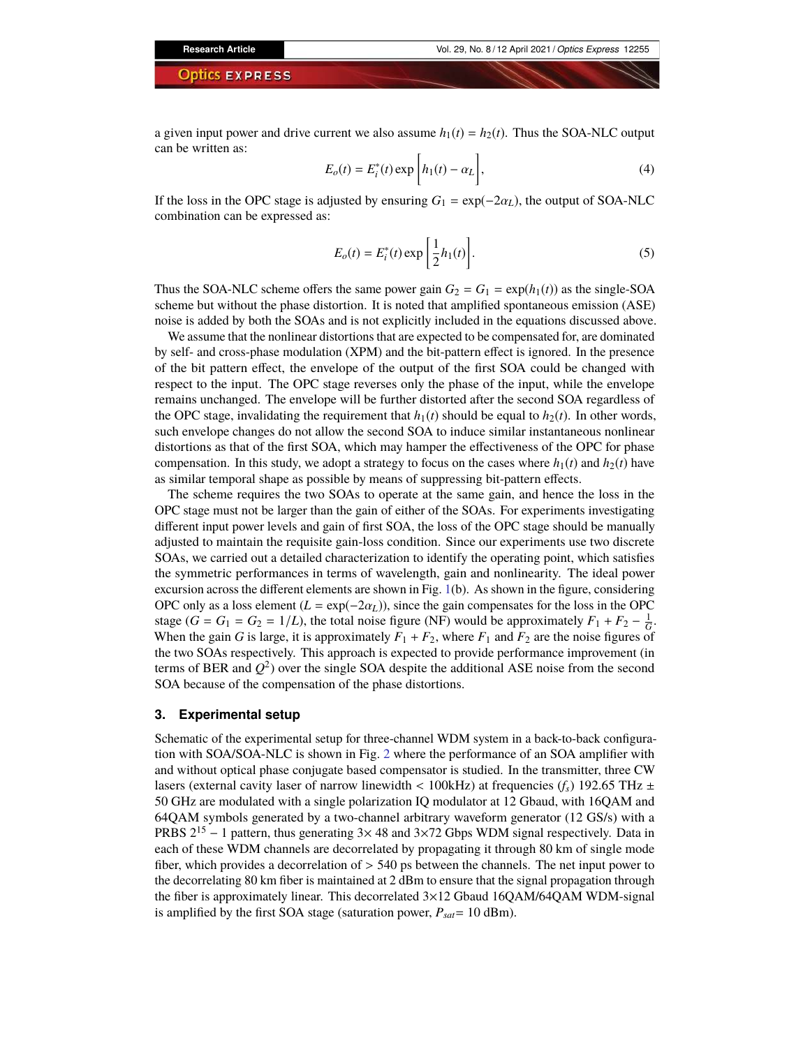a given input power and drive current we also assume $h_1(t) = h_2(t)$. Thus the SOA-NLC output can be written as:

$$E_o(t) = E_i^*(t) \exp\left[h_1(t) - \alpha_L\right], \tag{4}$$

If the loss in the OPC stage is adjusted by ensuring $G_1 = \exp(-2\alpha_L)$, the output of SOA-NLC combination can be expressed as:

$$E_o(t) = E_i^*(t) \exp\left[\frac{1}{2} h_1(t)\right]. \tag{5}$$

Thus the SOA-NLC scheme offers the same power gain $G_2 = G_1 = \exp(h_1(t))$ as the single-SOA scheme but without the phase distortion. It is noted that amplified spontaneous emission (ASE) noise is added by both the SOAs and is not explicitly included in the equations discussed above.

We assume that the nonlinear distortions that are expected to be compensated for, are dominated by self- and cross-phase modulation (XPM) and the bit-pattern effect is ignored. In the presence of the bit pattern effect, the envelope of the output of the first SOA could be changed with respect to the input. The OPC stage reverses only the phase of the input, while the envelope remains unchanged. The envelope will be further distorted after the second SOA regardless of the OPC stage, invalidating the requirement that $h_1(t)$ should be equal to $h_2(t)$. In other words, such envelope changes do not allow the second SOA to induce similar instantaneous nonlinear distortions as that of the first SOA, which may hamper the effectiveness of the OPC for phase compensation. In this study, we adopt a strategy to focus on the cases where $h_1(t)$ and $h_2(t)$ have as similar temporal shape as possible by means of suppressing bit-pattern effects.

The scheme requires the two SOAs to operate at the same gain, and hence the loss in the OPC stage must not be larger than the gain of either of the SOAs. For experiments investigating different input power levels and gain of first SOA, the loss of the OPC stage should be manually adjusted to maintain the requisite gain-loss condition. Since our experiments use two discrete SOAs, we carried out a detailed characterization to identify the operating point, which satisfies the symmetric performances in terms of wavelength, gain and nonlinearity. The ideal power excursion across the different elements are shown in Fig. 1(b). As shown in the figure, considering OPC only as a loss element ($L = \exp(-2\alpha_L)$), since the gain compensates for the loss in the OPC stage ($G = G_1 = G_2 = 1/L$), the total noise figure (NF) would be approximately $F_1 + F_2 - \frac{1}{G}$. When the gain $G$ is large, it is approximately $F_1 + F_2$, where $F_1$ and $F_2$ are the noise figures of the two SOAs respectively. This approach is expected to provide performance improvement (in terms of BER and $Q^2$) over the single SOA despite the additional ASE noise from the second SOA because of the compensation of the phase distortions.

## 3. Experimental setup

Schematic of the experimental setup for three-channel WDM system in a back-to-back configuration with SOA/SOA-NLC is shown in Fig. 2 where the performance of an SOA amplifier with and without optical phase conjugate based compensator is studied. In the transmitter, three CW lasers (external cavity laser of narrow linewidth < 100kHz) at frequencies ($f_s$) 192.65 THz ± 50 GHz are modulated with a single polarization IQ modulator at 12 Gbaud, with 16QAM and 64QAM symbols generated by a two-channel arbitrary waveform generator (12 GS/s) with a PRBS $2^{15} - 1$ pattern, thus generating 3× 48 and 3×72 Gbps WDM signal respectively. Data in each of these WDM channels are decorrelated by propagating it through 80 km of single mode fiber, which provides a decorrelation of > 540 ps between the channels. The net input power to the decorrelating 80 km fiber is maintained at 2 dBm to ensure that the signal propagation through the fiber is approximately linear. This decorrelated 3×12 Gbaud 16QAM/64QAM WDM-signal is amplified by the first SOA stage (saturation power, $P_{sat}$= 10 dBm).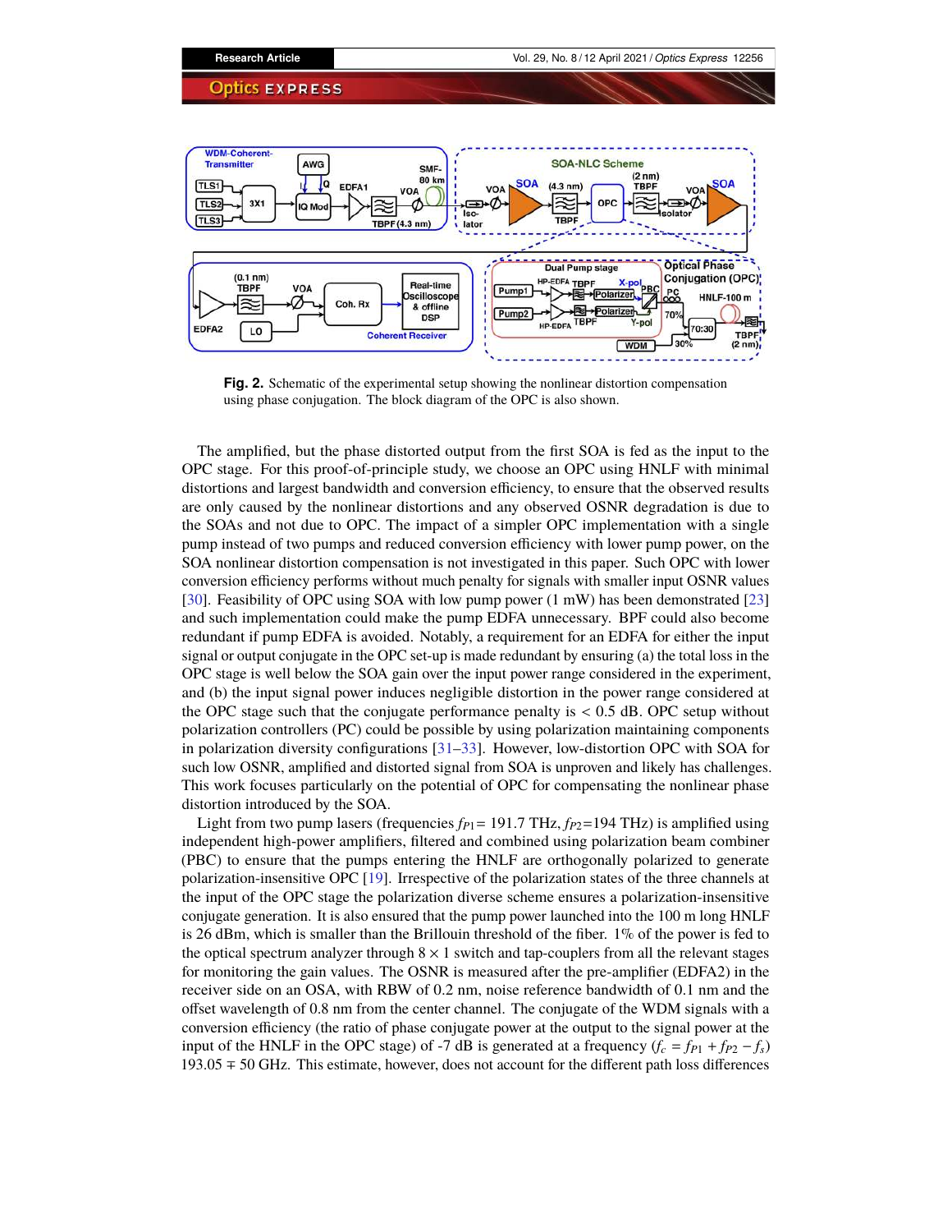**Fig. 2.** Schematic of the experimental setup showing the nonlinear distortion compensation using phase conjugation. The block diagram of the OPC is also shown.

The amplified, but the phase distorted output from the first SOA is fed as the input to the OPC stage. For this proof-of-principle study, we choose an OPC using HNLF with minimal distortions and largest bandwidth and conversion efficiency, to ensure that the observed results are only caused by the nonlinear distortions and any observed OSNR degradation is due to the SOAs and not due to OPC. The impact of a simpler OPC implementation with a single pump instead of two pumps and reduced conversion efficiency with lower pump power, on the SOA nonlinear distortion compensation is not investigated in this paper. Such OPC with lower conversion efficiency performs without much penalty for signals with smaller input OSNR values [30]. Feasibility of OPC using SOA with low pump power (1 mW) has been demonstrated [23] and such implementation could make the pump EDFA unnecessary. BPF could also become redundant if pump EDFA is avoided. Notably, a requirement for an EDFA for either the input signal or output conjugate in the OPC set-up is made redundant by ensuring (a) the total loss in the OPC stage is well below the SOA gain over the input power range considered in the experiment, and (b) the input signal power induces negligible distortion in the power range considered at the OPC stage such that the conjugate performance penalty is < 0.5 dB. OPC setup without polarization controllers (PC) could be possible by using polarization maintaining components in polarization diversity configurations [31–33]. However, low-distortion OPC with SOA for such low OSNR, amplified and distorted signal from SOA is unproven and likely has challenges. This work focuses particularly on the potential of OPC for compensating the nonlinear phase distortion introduced by the SOA.

Light from two pump lasers (frequencies $f_{P1}$= 191.7 THz, $f_{P2}$=194 THz) is amplified using independent high-power amplifiers, filtered and combined using polarization beam combiner (PBC) to ensure that the pumps entering the HNLF are orthogonally polarized to generate polarization-insensitive OPC [19]. Irrespective of the polarization states of the three channels at the input of the OPC stage the polarization diverse scheme ensures a polarization-insensitive conjugate generation. It is also ensured that the pump power launched into the 100 m long HNLF is 26 dBm, which is smaller than the Brillouin threshold of the fiber. 1% of the power is fed to the optical spectrum analyzer through $8 \times 1$ switch and tap-couplers from all the relevant stages for monitoring the gain values. The OSNR is measured after the pre-amplifier (EDFA2) in the receiver side on an OSA, with RBW of 0.2 nm, noise reference bandwidth of 0.1 nm and the offset wavelength of 0.8 nm from the center channel. The conjugate of the WDM signals with a conversion efficiency (the ratio of phase conjugate power at the output to the signal power at the input of the HNLF in the OPC stage) of -7 dB is generated at a frequency ($f_c = f_{P1} + f_{P2} - f_s$) 193.05 ∓ 50 GHz. This estimate, however, does not account for the different path loss differences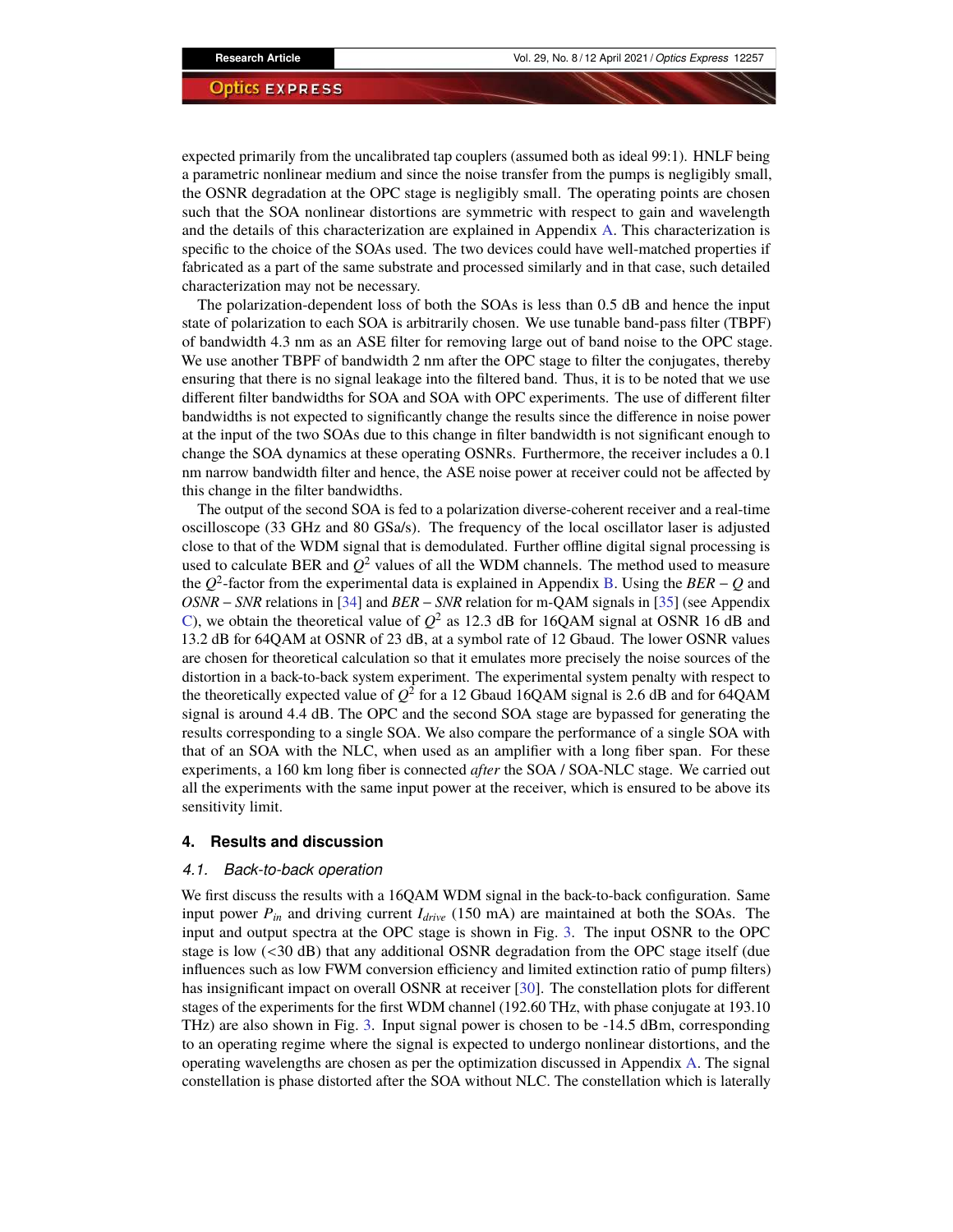expected primarily from the uncalibrated tap couplers (assumed both as ideal 99:1). HNLF being a parametric nonlinear medium and since the noise transfer from the pumps is negligibly small, the OSNR degradation at the OPC stage is negligibly small. The operating points are chosen such that the SOA nonlinear distortions are symmetric with respect to gain and wavelength and the details of this characterization are explained in Appendix A. This characterization is specific to the choice of the SOAs used. The two devices could have well-matched properties if fabricated as a part of the same substrate and processed similarly and in that case, such detailed characterization may not be necessary.

The polarization-dependent loss of both the SOAs is less than 0.5 dB and hence the input state of polarization to each SOA is arbitrarily chosen. We use tunable band-pass filter (TBPF) of bandwidth 4.3 nm as an ASE filter for removing large out of band noise to the OPC stage. We use another TBPF of bandwidth 2 nm after the OPC stage to filter the conjugates, thereby ensuring that there is no signal leakage into the filtered band. Thus, it is to be noted that we use different filter bandwidths for SOA and SOA with OPC experiments. The use of different filter bandwidths is not expected to significantly change the results since the difference in noise power at the input of the two SOAs due to this change in filter bandwidth is not significant enough to change the SOA dynamics at these operating OSNRs. Furthermore, the receiver includes a 0.1 nm narrow bandwidth filter and hence, the ASE noise power at receiver could not be affected by this change in the filter bandwidths.

The output of the second SOA is fed to a polarization diverse-coherent receiver and a real-time oscilloscope (33 GHz and 80 GSa/s). The frequency of the local oscillator laser is adjusted close to that of the WDM signal that is demodulated. Further offline digital signal processing is used to calculate BER and $Q^2$ values of all the WDM channels. The method used to measure the $Q^2$-factor from the experimental data is explained in Appendix B. Using the $BER - Q$ and $OSNR - SNR$ relations in [34] and $BER - SNR$ relation for m-QAM signals in [35] (see Appendix C), we obtain the theoretical value of $Q^2$ as 12.3 dB for 16QAM signal at OSNR 16 dB and 13.2 dB for 64QAM at OSNR of 23 dB, at a symbol rate of 12 Gbaud. The lower OSNR values are chosen for theoretical calculation so that it emulates more precisely the noise sources of the distortion in a back-to-back system experiment. The experimental system penalty with respect to the theoretically expected value of $Q^2$ for a 12 Gbaud 16QAM signal is 2.6 dB and for 64QAM signal is around 4.4 dB. The OPC and the second SOA stage are bypassed for generating the results corresponding to a single SOA. We also compare the performance of a single SOA with that of an SOA with the NLC, when used as an amplifier with a long fiber span. For these experiments, a 160 km long fiber is connected *after* the SOA / SOA-NLC stage. We carried out all the experiments with the same input power at the receiver, which is ensured to be above its sensitivity limit.

## 4. Results and discussion

### *4.1. Back-to-back operation*

We first discuss the results with a 16QAM WDM signal in the back-to-back configuration. Same input power $P_{in}$ and driving current $I_{drive}$ (150 mA) are maintained at both the SOAs. The input and output spectra at the OPC stage is shown in Fig. 3. The input OSNR to the OPC stage is low (<30 dB) that any additional OSNR degradation from the OPC stage itself (due influences such as low FWM conversion efficiency and limited extinction ratio of pump filters) has insignificant impact on overall OSNR at receiver [30]. The constellation plots for different stages of the experiments for the first WDM channel (192.60 THz, with phase conjugate at 193.10 THz) are also shown in Fig. 3. Input signal power is chosen to be -14.5 dBm, corresponding to an operating regime where the signal is expected to undergo nonlinear distortions, and the operating wavelengths are chosen as per the optimization discussed in Appendix A. The signal constellation is phase distorted after the SOA without NLC. The constellation which is laterally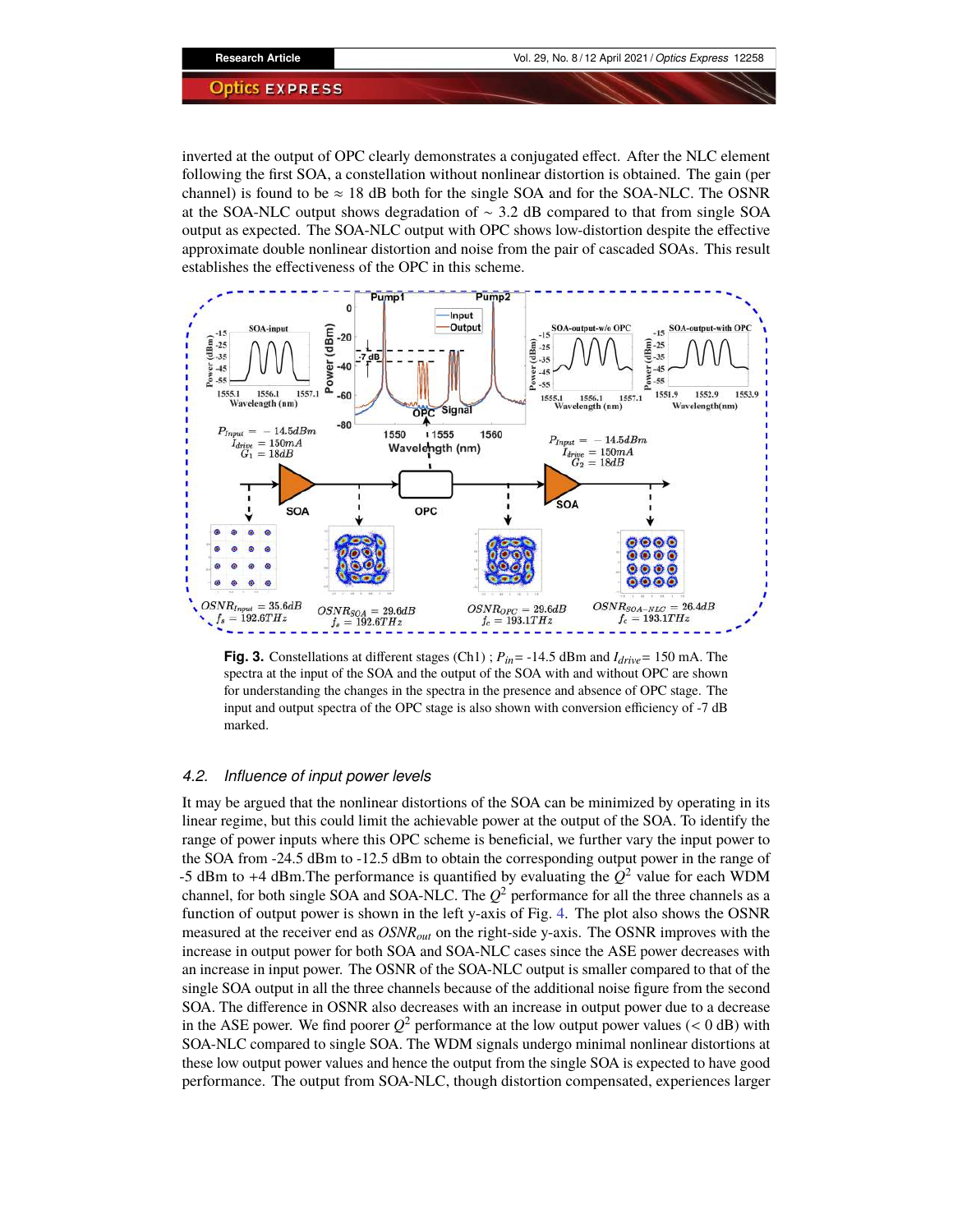inverted at the output of OPC clearly demonstrates a conjugated effect. After the NLC element following the first SOA, a constellation without nonlinear distortion is obtained. The gain (per channel) is found to be $\approx$ 18 dB both for the single SOA and for the SOA-NLC. The OSNR at the SOA-NLC output shows degradation of $\sim$ 3.2 dB compared to that from single SOA output as expected. The SOA-NLC output with OPC shows low-distortion despite the effective approximate double nonlinear distortion and noise from the pair of cascaded SOAs. This result establishes the effectiveness of the OPC in this scheme.

**Fig. 3.** Constellations at different stages (Ch1) ; $P_{in}$= -14.5 dBm and $I_{drive}$= 150 mA. The spectra at the input of the SOA and the output of the SOA with and without OPC are shown for understanding the changes in the spectra in the presence and absence of OPC stage. The input and output spectra of the OPC stage is also shown with conversion efficiency of -7 dB marked.

### 4.2. Influence of input power levels

It may be argued that the nonlinear distortions of the SOA can be minimized by operating in its linear regime, but this could limit the achievable power at the output of the SOA. To identify the range of power inputs where this OPC scheme is beneficial, we further vary the input power to the SOA from -24.5 dBm to -12.5 dBm to obtain the corresponding output power in the range of -5 dBm to +4 dBm.The performance is quantified by evaluating the $Q^2$ value for each WDM channel, for both single SOA and SOA-NLC. The $Q^2$ performance for all the three channels as a function of output power is shown in the left y-axis of Fig. 4. The plot also shows the OSNR measured at the receiver end as $OSNR_{out}$ on the right-side y-axis. The OSNR improves with the increase in output power for both SOA and SOA-NLC cases since the ASE power decreases with an increase in input power. The OSNR of the SOA-NLC output is smaller compared to that of the single SOA output in all the three channels because of the additional noise figure from the second SOA. The difference in OSNR also decreases with an increase in output power due to a decrease in the ASE power. We find poorer $Q^2$ performance at the low output power values (< 0 dB) with SOA-NLC compared to single SOA. The WDM signals undergo minimal nonlinear distortions at these low output power values and hence the output from the single SOA is expected to have good performance. The output from SOA-NLC, though distortion compensated, experiences larger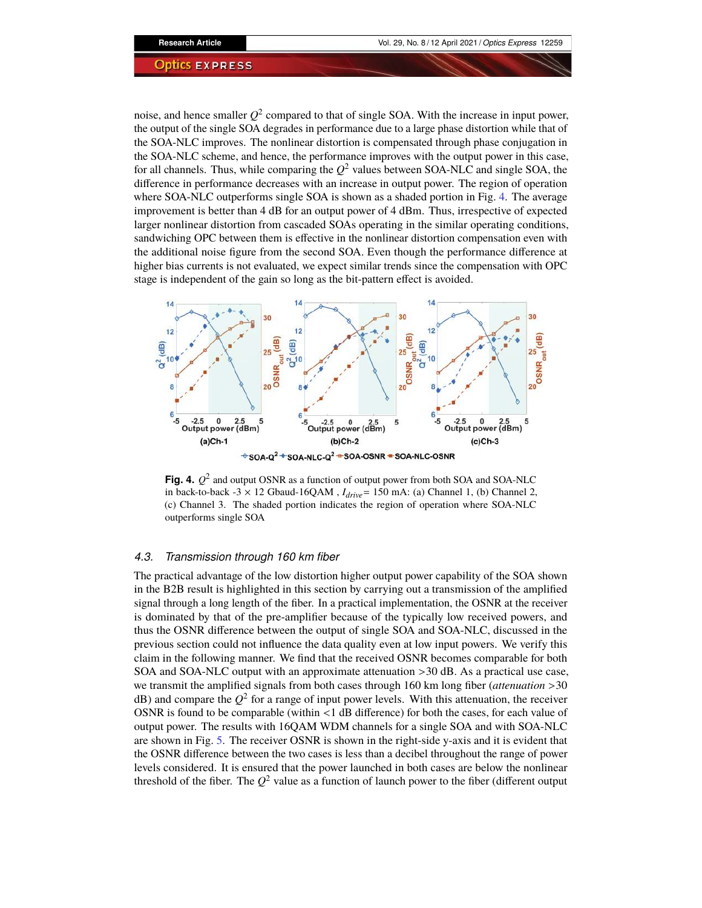noise, and hence smaller $Q^2$ compared to that of single SOA. With the increase in input power, the output of the single SOA degrades in performance due to a large phase distortion while that of the SOA-NLC improves. The nonlinear distortion is compensated through phase conjugation in the SOA-NLC scheme, and hence, the performance improves with the output power in this case, for all channels. Thus, while comparing the $Q^2$ values between SOA-NLC and single SOA, the difference in performance decreases with an increase in output power. The region of operation where SOA-NLC outperforms single SOA is shown as a shaded portion in Fig. 4. The average improvement is better than 4 dB for an output power of 4 dBm. Thus, irrespective of expected larger nonlinear distortion from cascaded SOAs operating in the similar operating conditions, sandwiching OPC between them is effective in the nonlinear distortion compensation even with the additional noise figure from the second SOA. Even though the performance difference at higher bias currents is not evaluated, we expect similar trends since the compensation with OPC stage is independent of the gain so long as the bit-pattern effect is avoided.

**Fig. 4.** $Q^2$ and output OSNR as a function of output power from both SOA and SOA-NLC in back-to-back -3 × 12 Gbaud-16QAM , $I_{drive}$= 150 mA: (a) Channel 1, (b) Channel 2, (c) Channel 3. The shaded portion indicates the region of operation where SOA-NLC outperforms single SOA

### 4.3. Transmission through 160 km fiber

The practical advantage of the low distortion higher output power capability of the SOA shown in the B2B result is highlighted in this section by carrying out a transmission of the amplified signal through a long length of the fiber. In a practical implementation, the OSNR at the receiver is dominated by that of the pre-amplifier because of the typically low received powers, and thus the OSNR difference between the output of single SOA and SOA-NLC, discussed in the previous section could not influence the data quality even at low input powers. We verify this claim in the following manner. We find that the received OSNR becomes comparable for both SOA and SOA-NLC output with an approximate attenuation >30 dB. As a practical use case, we transmit the amplified signals from both cases through 160 km long fiber (*attenuation* >30 dB) and compare the $Q^2$ for a range of input power levels. With this attenuation, the receiver OSNR is found to be comparable (within <1 dB difference) for both the cases, for each value of output power. The results with 16QAM WDM channels for a single SOA and with SOA-NLC are shown in Fig. 5. The receiver OSNR is shown in the right-side y-axis and it is evident that the OSNR difference between the two cases is less than a decibel throughout the range of power levels considered. It is ensured that the power launched in both cases are below the nonlinear threshold of the fiber. The $Q^2$ value as a function of launch power to the fiber (different output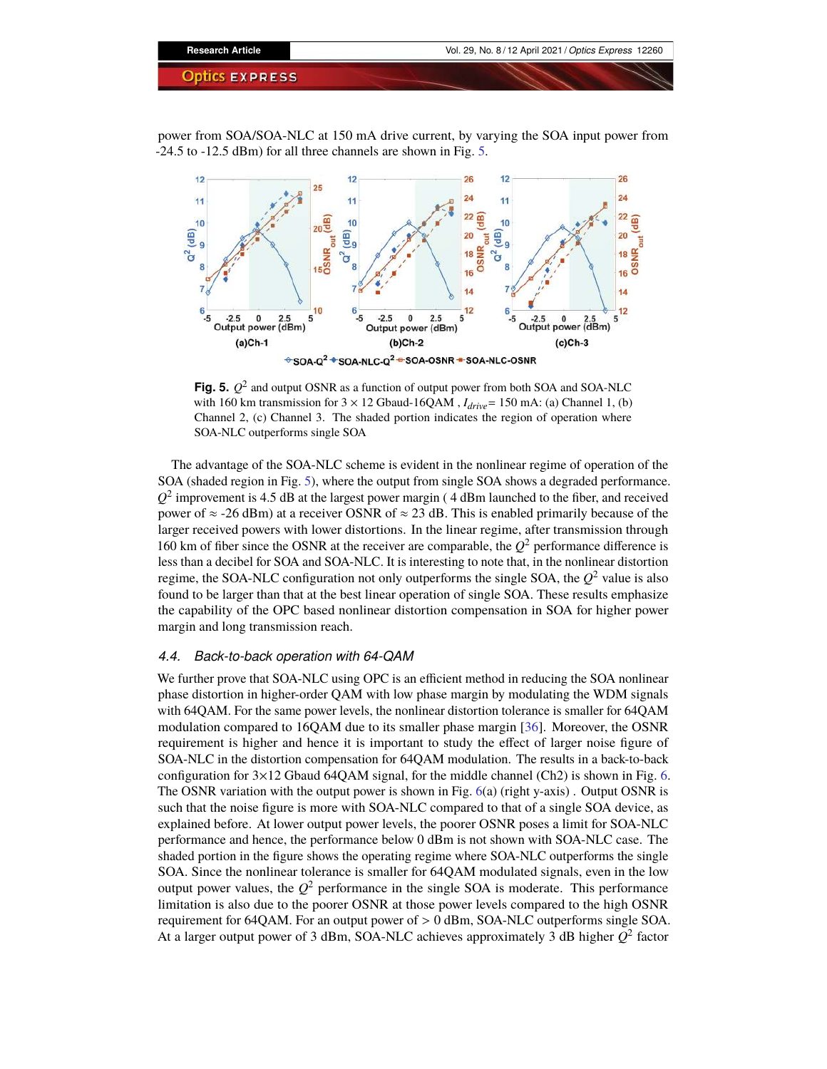power from SOA/SOA-NLC at 150 mA drive current, by varying the SOA input power from -24.5 to -12.5 dBm) for all three channels are shown in Fig. 5.

**Fig. 5.** $Q^2$ and output OSNR as a function of output power from both SOA and SOA-NLC with 160 km transmission for $3 \times 12$ Gbaud-16QAM , $I_{drive}$= 150 mA: (a) Channel 1, (b) Channel 2, (c) Channel 3. The shaded portion indicates the region of operation where SOA-NLC outperforms single SOA

The advantage of the SOA-NLC scheme is evident in the nonlinear regime of operation of the SOA (shaded region in Fig. 5), where the output from single SOA shows a degraded performance. $Q^2$ improvement is 4.5 dB at the largest power margin ( 4 dBm launched to the fiber, and received power of ≈ -26 dBm) at a receiver OSNR of ≈ 23 dB. This is enabled primarily because of the larger received powers with lower distortions. In the linear regime, after transmission through 160 km of fiber since the OSNR at the receiver are comparable, the $Q^2$ performance difference is less than a decibel for SOA and SOA-NLC. It is interesting to note that, in the nonlinear distortion regime, the SOA-NLC configuration not only outperforms the single SOA, the $Q^2$ value is also found to be larger than that at the best linear operation of single SOA. These results emphasize the capability of the OPC based nonlinear distortion compensation in SOA for higher power margin and long transmission reach.

### *4.4. Back-to-back operation with 64-QAM*

We further prove that SOA-NLC using OPC is an efficient method in reducing the SOA nonlinear phase distortion in higher-order QAM with low phase margin by modulating the WDM signals with 64QAM. For the same power levels, the nonlinear distortion tolerance is smaller for 64QAM modulation compared to 16QAM due to its smaller phase margin [36]. Moreover, the OSNR requirement is higher and hence it is important to study the effect of larger noise figure of SOA-NLC in the distortion compensation for 64QAM modulation. The results in a back-to-back configuration for 3×12 Gbaud 64QAM signal, for the middle channel (Ch2) is shown in Fig. 6. The OSNR variation with the output power is shown in Fig. 6(a) (right y-axis) . Output OSNR is such that the noise figure is more with SOA-NLC compared to that of a single SOA device, as explained before. At lower output power levels, the poorer OSNR poses a limit for SOA-NLC performance and hence, the performance below 0 dBm is not shown with SOA-NLC case. The shaded portion in the figure shows the operating regime where SOA-NLC outperforms the single SOA. Since the nonlinear tolerance is smaller for 64QAM modulated signals, even in the low output power values, the $Q^2$ performance in the single SOA is moderate. This performance limitation is also due to the poorer OSNR at those power levels compared to the high OSNR requirement for 64QAM. For an output power of > 0 dBm, SOA-NLC outperforms single SOA. At a larger output power of 3 dBm, SOA-NLC achieves approximately 3 dB higher $Q^2$ factor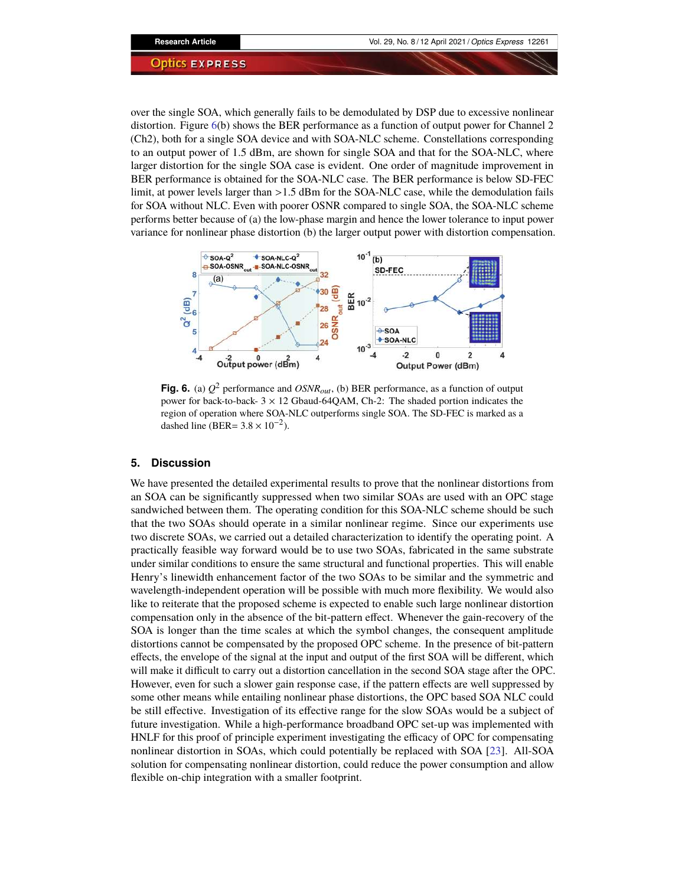over the single SOA, which generally fails to be demodulated by DSP due to excessive nonlinear distortion. Figure 6(b) shows the BER performance as a function of output power for Channel 2 (Ch2), both for a single SOA device and with SOA-NLC scheme. Constellations corresponding to an output power of 1.5 dBm, are shown for single SOA and that for the SOA-NLC, where larger distortion for the single SOA case is evident. One order of magnitude improvement in BER performance is obtained for the SOA-NLC case. The BER performance is below SD-FEC limit, at power levels larger than >1.5 dBm for the SOA-NLC case, while the demodulation fails for SOA without NLC. Even with poorer OSNR compared to single SOA, the SOA-NLC scheme performs better because of (a) the low-phase margin and hence the lower tolerance to input power variance for nonlinear phase distortion (b) the larger output power with distortion compensation.

**Fig. 6.** (a) $Q^2$ performance and $OSNR_{out}$, (b) BER performance, as a function of output power for back-to-back- 3 × 12 Gbaud-64QAM, Ch-2: The shaded portion indicates the region of operation where SOA-NLC outperforms single SOA. The SD-FEC is marked as a dashed line (BER= $3.8 \times 10^{-2}$).

## 5. Discussion

We have presented the detailed experimental results to prove that the nonlinear distortions from an SOA can be significantly suppressed when two similar SOAs are used with an OPC stage sandwiched between them. The operating condition for this SOA-NLC scheme should be such that the two SOAs should operate in a similar nonlinear regime. Since our experiments use two discrete SOAs, we carried out a detailed characterization to identify the operating point. A practically feasible way forward would be to use two SOAs, fabricated in the same substrate under similar conditions to ensure the same structural and functional properties. This will enable Henry's linewidth enhancement factor of the two SOAs to be similar and the symmetric and wavelength-independent operation will be possible with much more flexibility. We would also like to reiterate that the proposed scheme is expected to enable such large nonlinear distortion compensation only in the absence of the bit-pattern effect. Whenever the gain-recovery of the SOA is longer than the time scales at which the symbol changes, the consequent amplitude distortions cannot be compensated by the proposed OPC scheme. In the presence of bit-pattern effects, the envelope of the signal at the input and output of the first SOA will be different, which will make it difficult to carry out a distortion cancellation in the second SOA stage after the OPC. However, even for such a slower gain response case, if the pattern effects are well suppressed by some other means while entailing nonlinear phase distortions, the OPC based SOA NLC could be still effective. Investigation of its effective range for the slow SOAs would be a subject of future investigation. While a high-performance broadband OPC set-up was implemented with HNLF for this proof of principle experiment investigating the efficacy of OPC for compensating nonlinear distortion in SOAs, which could potentially be replaced with SOA [23]. All-SOA solution for compensating nonlinear distortion, could reduce the power consumption and allow flexible on-chip integration with a smaller footprint.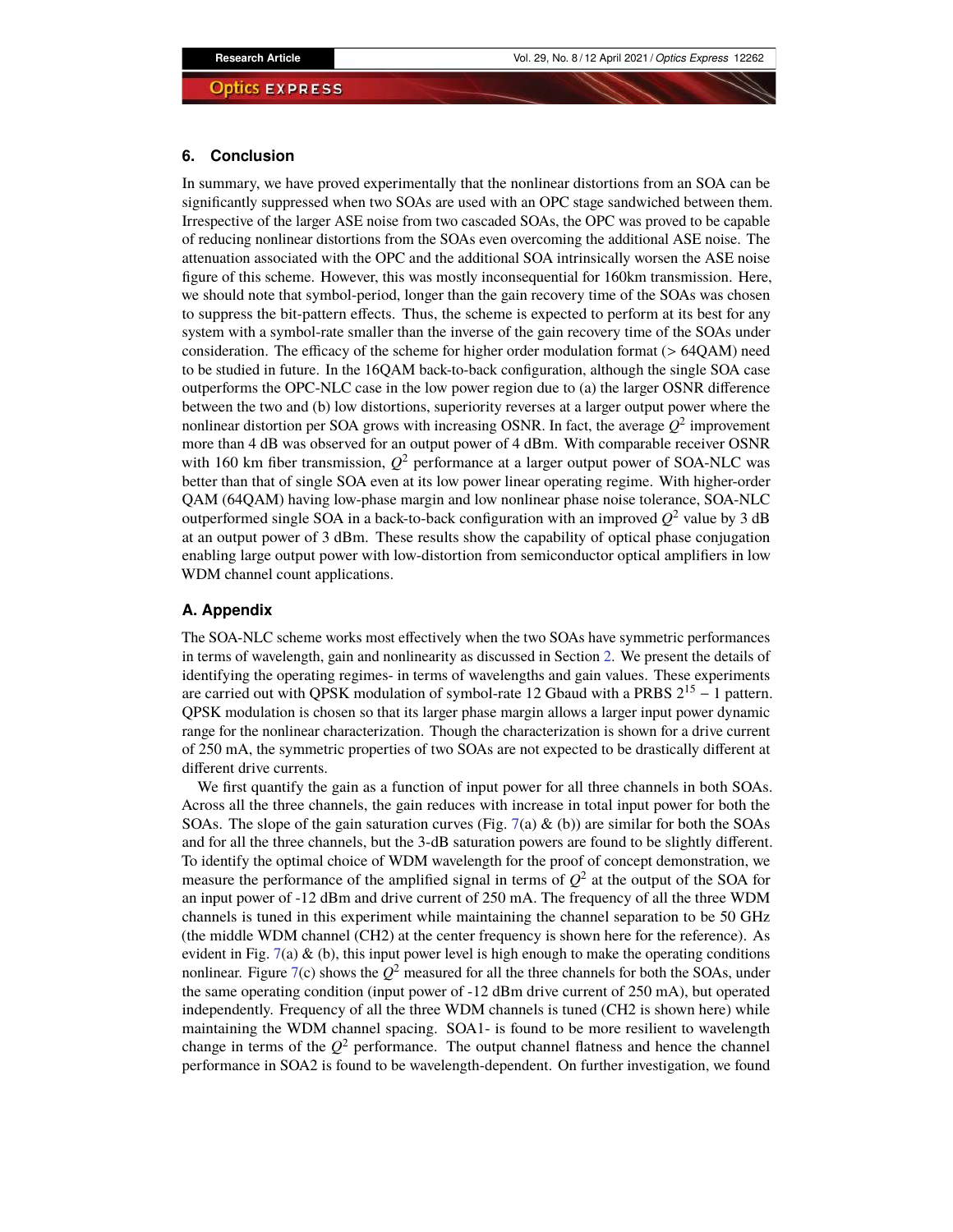## 6. Conclusion

In summary, we have proved experimentally that the nonlinear distortions from an SOA can be significantly suppressed when two SOAs are used with an OPC stage sandwiched between them. Irrespective of the larger ASE noise from two cascaded SOAs, the OPC was proved to be capable of reducing nonlinear distortions from the SOAs even overcoming the additional ASE noise. The attenuation associated with the OPC and the additional SOA intrinsically worsen the ASE noise figure of this scheme. However, this was mostly inconsequential for 160km transmission. Here, we should note that symbol-period, longer than the gain recovery time of the SOAs was chosen to suppress the bit-pattern effects. Thus, the scheme is expected to perform at its best for any system with a symbol-rate smaller than the inverse of the gain recovery time of the SOAs under consideration. The efficacy of the scheme for higher order modulation format (> 64QAM) need to be studied in future. In the 16QAM back-to-back configuration, although the single SOA case outperforms the OPC-NLC case in the low power region due to (a) the larger OSNR difference between the two and (b) low distortions, superiority reverses at a larger output power where the nonlinear distortion per SOA grows with increasing OSNR. In fact, the average $Q^2$ improvement more than 4 dB was observed for an output power of 4 dBm. With comparable receiver OSNR with 160 km fiber transmission, $Q^2$ performance at a larger output power of SOA-NLC was better than that of single SOA even at its low power linear operating regime. With higher-order QAM (64QAM) having low-phase margin and low nonlinear phase noise tolerance, SOA-NLC outperformed single SOA in a back-to-back configuration with an improved $Q^2$ value by 3 dB at an output power of 3 dBm. These results show the capability of optical phase conjugation enabling large output power with low-distortion from semiconductor optical amplifiers in low WDM channel count applications.

## A. Appendix

The SOA-NLC scheme works most effectively when the two SOAs have symmetric performances in terms of wavelength, gain and nonlinearity as discussed in Section 2. We present the details of identifying the operating regimes- in terms of wavelengths and gain values. These experiments are carried out with QPSK modulation of symbol-rate 12 Gbaud with a PRBS $2^{15}-1$ pattern. QPSK modulation is chosen so that its larger phase margin allows a larger input power dynamic range for the nonlinear characterization. Though the characterization is shown for a drive current of 250 mA, the symmetric properties of two SOAs are not expected to be drastically different at different drive currents.

We first quantify the gain as a function of input power for all three channels in both SOAs. Across all the three channels, the gain reduces with increase in total input power for both the SOAs. The slope of the gain saturation curves (Fig. 7(a) & (b)) are similar for both the SOAs and for all the three channels, but the 3-dB saturation powers are found to be slightly different. To identify the optimal choice of WDM wavelength for the proof of concept demonstration, we measure the performance of the amplified signal in terms of $Q^2$ at the output of the SOA for an input power of -12 dBm and drive current of 250 mA. The frequency of all the three WDM channels is tuned in this experiment while maintaining the channel separation to be 50 GHz (the middle WDM channel (CH2) at the center frequency is shown here for the reference). As evident in Fig. 7(a) & (b), this input power level is high enough to make the operating conditions nonlinear. Figure 7(c) shows the $Q^2$ measured for all the three channels for both the SOAs, under the same operating condition (input power of -12 dBm drive current of 250 mA), but operated independently. Frequency of all the three WDM channels is tuned (CH2 is shown here) while maintaining the WDM channel spacing. SOA1- is found to be more resilient to wavelength change in terms of the $Q^2$ performance. The output channel flatness and hence the channel performance in SOA2 is found to be wavelength-dependent. On further investigation, we found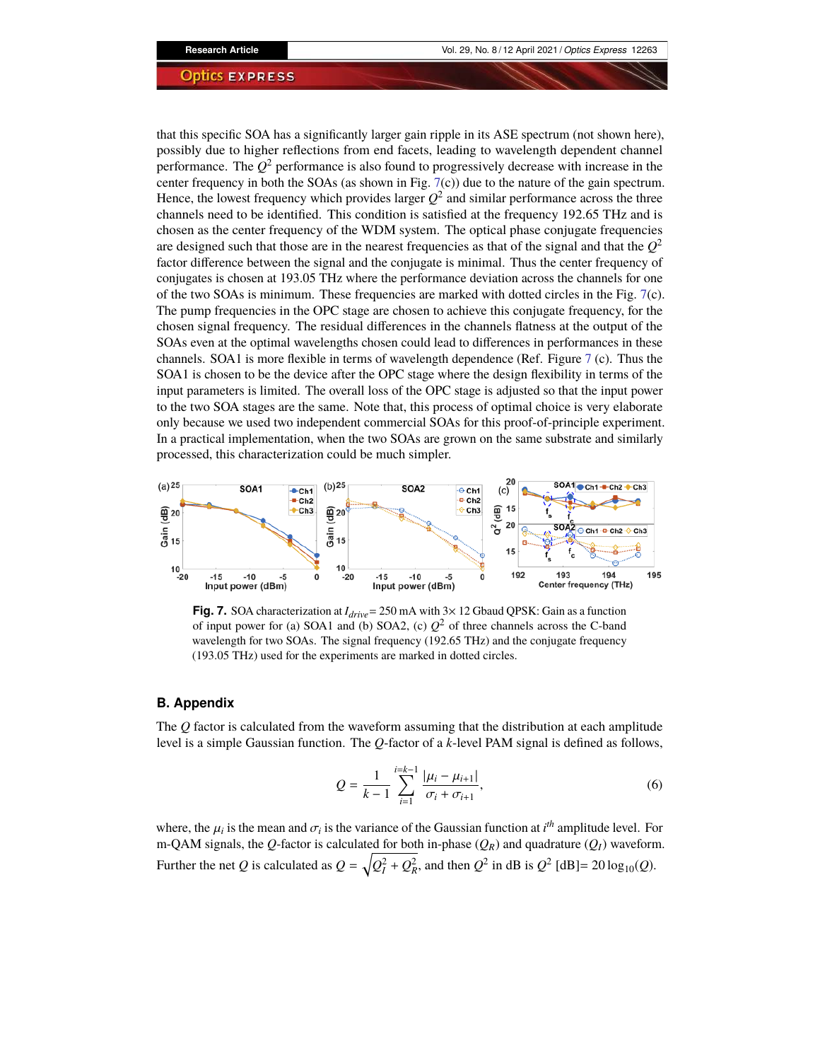that this specific SOA has a significantly larger gain ripple in its ASE spectrum (not shown here), possibly due to higher reflections from end facets, leading to wavelength dependent channel performance. The $Q^2$ performance is also found to progressively decrease with increase in the center frequency in both the SOAs (as shown in Fig. 7(c)) due to the nature of the gain spectrum. Hence, the lowest frequency which provides larger $Q^2$ and similar performance across the three channels need to be identified. This condition is satisfied at the frequency 192.65 THz and is chosen as the center frequency of the WDM system. The optical phase conjugate frequencies are designed such that those are in the nearest frequencies as that of the signal and that the $Q^2$ factor difference between the signal and the conjugate is minimal. Thus the center frequency of conjugates is chosen at 193.05 THz where the performance deviation across the channels for one of the two SOAs is minimum. These frequencies are marked with dotted circles in the Fig. 7(c). The pump frequencies in the OPC stage are chosen to achieve this conjugate frequency, for the chosen signal frequency. The residual differences in the channels flatness at the output of the SOAs even at the optimal wavelengths chosen could lead to differences in performances in these channels. SOA1 is more flexible in terms of wavelength dependence (Ref. Figure 7 (c). Thus the SOA1 is chosen to be the device after the OPC stage where the design flexibility in terms of the input parameters is limited. The overall loss of the OPC stage is adjusted so that the input power to the two SOA stages are the same. Note that, this process of optimal choice is very elaborate only because we used two independent commercial SOAs for this proof-of-principle experiment. In a practical implementation, when the two SOAs are grown on the same substrate and similarly processed, this characterization could be much simpler.

**Fig. 7.** SOA characterization at $I_{drive}$ = 250 mA with 3× 12 Gbaud QPSK: Gain as a function of input power for (a) SOA1 and (b) SOA2, (c) $Q^2$ of three channels across the C-band wavelength for two SOAs. The signal frequency (192.65 THz) and the conjugate frequency (193.05 THz) used for the experiments are marked in dotted circles.

## B. Appendix

The $Q$ factor is calculated from the waveform assuming that the distribution at each amplitude level is a simple Gaussian function. The $Q$-factor of a $k$-level PAM signal is defined as follows,

$$Q = \frac{1}{k-1} \sum_{i=1}^{i=k-1} \frac{|\mu_i - \mu_{i+1}|}{\sigma_i + \sigma_{i+1}}, \tag{6}$$

where, the $\mu_i$ is the mean and $\sigma_i$ is the variance of the Gaussian function at $i^{th}$ amplitude level. For m-QAM signals, the $Q$-factor is calculated for both in-phase ($Q_R$) and quadrature ($Q_I$) waveform. Further the net $Q$ is calculated as $Q = \sqrt{Q_I^2 + Q_R^2}$, and then $Q^2$ in dB is $Q^2$ [dB]= $20\log_{10}(Q)$.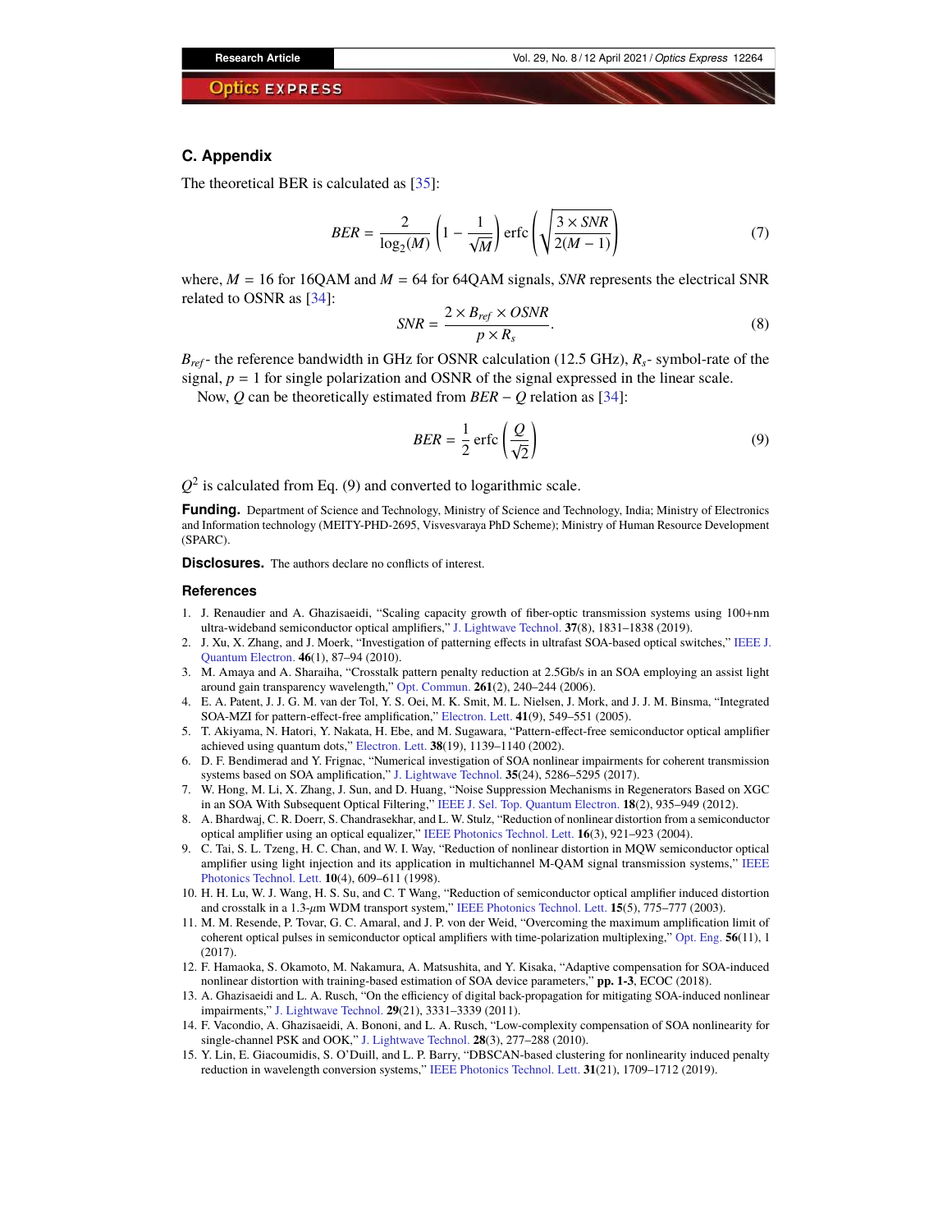## C. Appendix

The theoretical BER is calculated as [35]:

$$BER = \frac{2}{\log_2(M)}\left(1 - \frac{1}{\sqrt{M}}\right) \mathrm{erfc}\left(\sqrt{\frac{3 \times SNR}{2(M-1)}}\right) \tag{7}$$

where, $M = 16$ for 16QAM and $M = 64$ for 64QAM signals, $SNR$ represents the electrical SNR related to OSNR as [34]:

$$SNR = \frac{2 \times B_{ref} \times OSNR}{p \times R_s}. \tag{8}$$

$B_{ref}$- the reference bandwidth in GHz for OSNR calculation (12.5 GHz), $R_s$- symbol-rate of the signal, $p = 1$ for single polarization and OSNR of the signal expressed in the linear scale.

Now, $Q$ can be theoretically estimated from $BER - Q$ relation as [34]:

$$BER = \frac{1}{2}\,\mathrm{erfc}\left(\frac{Q}{\sqrt{2}}\right) \tag{9}$$

$Q^2$ is calculated from Eq. (9) and converted to logarithmic scale.

**Funding.** Department of Science and Technology, Ministry of Science and Technology, India; Ministry of Electronics and Information technology (MEITY-PHD-2695, Visvesvaraya PhD Scheme); Ministry of Human Resource Development (SPARC).

**Disclosures.** The authors declare no conflicts of interest.

### References

1. J. Renaudier and A. Ghazisaeidi, "Scaling capacity growth of fiber-optic transmission systems using 100+nm ultra-wideband semiconductor optical amplifiers," J. Lightwave Technol. **37**(8), 1831–1838 (2019).
2. J. Xu, X. Zhang, and J. Moerk, "Investigation of patterning effects in ultrafast SOA-based optical switches," IEEE J. Quantum Electron. **46**(1), 87–94 (2010).
3. M. Amaya and A. Sharaiha, "Crosstalk pattern penalty reduction at 2.5Gb/s in an SOA employing an assist light around gain transparency wavelength," Opt. Commun. **261**(2), 240–244 (2006).
4. E. A. Patent, J. J. G. M. van der Tol, Y. S. Oei, M. K. Smit, M. L. Nielsen, J. Mork, and J. J. M. Binsma, "Integrated SOA-MZI for pattern-effect-free amplification," Electron. Lett. **41**(9), 549–551 (2005).
5. T. Akiyama, N. Hatori, Y. Nakata, H. Ebe, and M. Sugawara, "Pattern-effect-free semiconductor optical amplifier achieved using quantum dots," Electron. Lett. **38**(19), 1139–1140 (2002).
6. D. F. Bendimerad and Y. Frignac, "Numerical investigation of SOA nonlinear impairments for coherent transmission systems based on SOA amplification," J. Lightwave Technol. **35**(24), 5286–5295 (2017).
7. W. Hong, M. Li, X. Zhang, J. Sun, and D. Huang, "Noise Suppression Mechanisms in Regenerators Based on XGC in an SOA With Subsequent Optical Filtering," IEEE J. Sel. Top. Quantum Electron. **18**(2), 935–949 (2012).
8. A. Bhardwaj, C. R. Doerr, S. Chandrasekhar, and L. W. Stulz, "Reduction of nonlinear distortion from a semiconductor optical amplifier using an optical equalizer," IEEE Photonics Technol. Lett. **16**(3), 921–923 (2004).
9. C. Tai, S. L. Tzeng, H. C. Chan, and W. I. Way, "Reduction of nonlinear distortion in MQW semiconductor optical amplifier using light injection and its application in multichannel M-QAM signal transmission systems," IEEE Photonics Technol. Lett. **10**(4), 609–611 (1998).
10. H. H. Lu, W. J. Wang, H. S. Su, and C. T Wang, "Reduction of semiconductor optical amplifier induced distortion and crosstalk in a 1.3-$\mu$m WDM transport system," IEEE Photonics Technol. Lett. **15**(5), 775–777 (2003).
11. M. M. Resende, P. Tovar, G. C. Amaral, and J. P. von der Weid, "Overcoming the maximum amplification limit of coherent optical pulses in semiconductor optical amplifiers with time-polarization multiplexing," Opt. Eng. **56**(11), 1 (2017).
12. F. Hamaoka, S. Okamoto, M. Nakamura, A. Matsushita, and Y. Kisaka, "Adaptive compensation for SOA-induced nonlinear distortion with training-based estimation of SOA device parameters," **pp. 1-3**, ECOC (2018).
13. A. Ghazisaeidi and L. A. Rusch, "On the efficiency of digital back-propagation for mitigating SOA-induced nonlinear impairments," J. Lightwave Technol. **29**(21), 3331–3339 (2011).
14. F. Vacondio, A. Ghazisaeidi, A. Bononi, and L. A. Rusch, "Low-complexity compensation of SOA nonlinearity for single-channel PSK and OOK," J. Lightwave Technol. **28**(3), 277–288 (2010).
15. Y. Lin, E. Giacoumidis, S. O'Duill, and L. P. Barry, "DBSCAN-based clustering for nonlinearity induced penalty reduction in wavelength conversion systems," IEEE Photonics Technol. Lett. **31**(21), 1709–1712 (2019).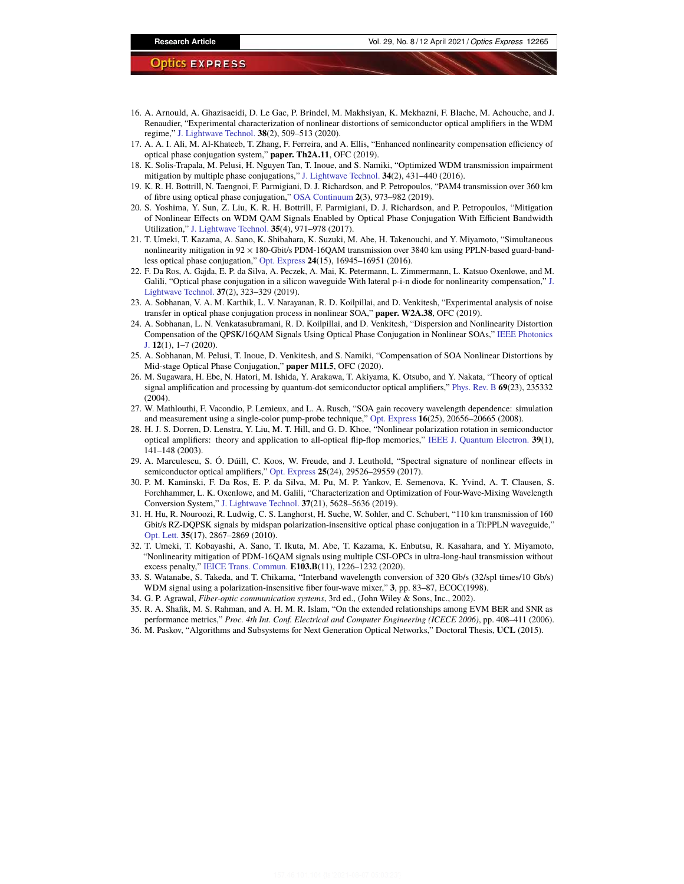16. A. Arnould, A. Ghazisaeidi, D. Le Gac, P. Brindel, M. Makhsiyan, K. Mekhazni, F. Blache, M. Achouche, and J. Renaudier, "Experimental characterization of nonlinear distortions of semiconductor optical amplifiers in the WDM regime," J. Lightwave Technol. **38**(2), 509–513 (2020).
17. A. A. I. Ali, M. Al-Khateeb, T. Zhang, F. Ferreira, and A. Ellis, "Enhanced nonlinearity compensation efficiency of optical phase conjugation system," **paper. Th2A.11**, OFC (2019).
18. K. Solis-Trapala, M. Pelusi, H. Nguyen Tan, T. Inoue, and S. Namiki, "Optimized WDM transmission impairment mitigation by multiple phase conjugations," J. Lightwave Technol. **34**(2), 431–440 (2016).
19. K. R. H. Bottrill, N. Taengnoi, F. Parmigiani, D. J. Richardson, and P. Petropoulos, "PAM4 transmission over 360 km of fibre using optical phase conjugation," OSA Continuum **2**(3), 973–982 (2019).
20. S. Yoshima, Y. Sun, Z. Liu, K. R. H. Bottrill, F. Parmigiani, D. J. Richardson, and P. Petropoulos, "Mitigation of Nonlinear Effects on WDM QAM Signals Enabled by Optical Phase Conjugation With Efficient Bandwidth Utilization," J. Lightwave Technol. **35**(4), 971–978 (2017).
21. T. Umeki, T. Kazama, A. Sano, K. Shibahara, K. Suzuki, M. Abe, H. Takenouchi, and Y. Miyamoto, "Simultaneous nonlinearity mitigation in 92 × 180-Gbit/s PDM-16QAM transmission over 3840 km using PPLN-based guard-band-less optical phase conjugation," Opt. Express **24**(15), 16945–16951 (2016).
22. F. Da Ros, A. Gajda, E. P. da Silva, A. Peczek, A. Mai, K. Petermann, L. Zimmermann, L. Katsuo Oxenlowe, and M. Galili, "Optical phase conjugation in a silicon waveguide With lateral p-i-n diode for nonlinearity compensation," J. Lightwave Technol. **37**(2), 323–329 (2019).
23. A. Sobhanan, V. A. M. Karthik, L. V. Narayanan, R. D. Koilpillai, and D. Venkitesh, "Experimental analysis of noise transfer in optical phase conjugation process in nonlinear SOA," **paper. W2A.38**, OFC (2019).
24. A. Sobhanan, L. N. Venkatasubramani, R. D. Koilpillai, and D. Venkitesh, "Dispersion and Nonlinearity Distortion Compensation of the QPSK/16QAM Signals Using Optical Phase Conjugation in Nonlinear SOAs," IEEE Photonics J. **12**(1), 1–7 (2020).
25. A. Sobhanan, M. Pelusi, T. Inoue, D. Venkitesh, and S. Namiki, "Compensation of SOA Nonlinear Distortions by Mid-stage Optical Phase Conjugation," **paper M1I.5**, OFC (2020).
26. M. Sugawara, H. Ebe, N. Hatori, M. Ishida, Y. Arakawa, T. Akiyama, K. Otsubo, and Y. Nakata, "Theory of optical signal amplification and processing by quantum-dot semiconductor optical amplifiers," Phys. Rev. B **69**(23), 235332 (2004).
27. W. Mathlouthi, F. Vacondio, P. Lemieux, and L. A. Rusch, "SOA gain recovery wavelength dependence: simulation and measurement using a single-color pump-probe technique," Opt. Express **16**(25), 20656–20665 (2008).
28. H. J. S. Dorren, D. Lenstra, Y. Liu, M. T. Hill, and G. D. Khoe, "Nonlinear polarization rotation in semiconductor optical amplifiers: theory and application to all-optical flip-flop memories," IEEE J. Quantum Electron. **39**(1), 141–148 (2003).
29. A. Marculescu, S. Ó. Dúill, C. Koos, W. Freude, and J. Leuthold, "Spectral signature of nonlinear effects in semiconductor optical amplifiers," Opt. Express **25**(24), 29526–29559 (2017).
30. P. M. Kaminski, F. Da Ros, E. P. da Silva, M. Pu, M. P. Yankov, E. Semenova, K. Yvind, A. T. Clausen, S. Forchhammer, L. K. Oxenlowe, and M. Galili, "Characterization and Optimization of Four-Wave-Mixing Wavelength Conversion System," J. Lightwave Technol. **37**(21), 5628–5636 (2019).
31. H. Hu, R. Nouroozi, R. Ludwig, C. Langhorst, H. Suche, W. Sohler, and C. Schubert, "110 km transmission of 160 Gbit/s RZ-DQPSK signals by midspan polarization-insensitive optical phase conjugation in a Ti:PPLN waveguide," Opt. Lett. **35**(17), 2867–2869 (2010).
32. T. Umeki, T. Kobayashi, A. Sano, T. Ikuta, M. Abe, T. Kazama, K. Enbutsu, R. Kasahara, and Y. Miyamoto, "Nonlinearity mitigation of PDM-16QAM signals using multiple CSI-OPCs in ultra-long-haul transmission without excess penalty," IEICE Trans. Commun. **E103.B**(11), 1226–1232 (2020).
33. S. Watanabe, S. Takeda, and T. Chikama, "Interband wavelength conversion of 320 Gb/s (32/spl times/10 Gb/s) WDM signal using a polarization-insensitive fiber four-wave mixer," **3**, pp. 83–87, ECOC(1998).
34. G. P. Agrawal, *Fiber-optic communication systems*, 3rd ed., (John Wiley & Sons, Inc., 2002).
35. R. A. Shafik, M. S. Rahman, and A. H. M. R. Islam, "On the extended relationships among EVM BER and SNR as performance metrics," *Proc. 4th Int. Conf. Electrical and Computer Engineering (ICECE 2006)*, pp. 408–411 (2006).
36. M. Paskov, "Algorithms and Subsystems for Next Generation Optical Networks," Doctoral Thesis, **UCL** (2015).